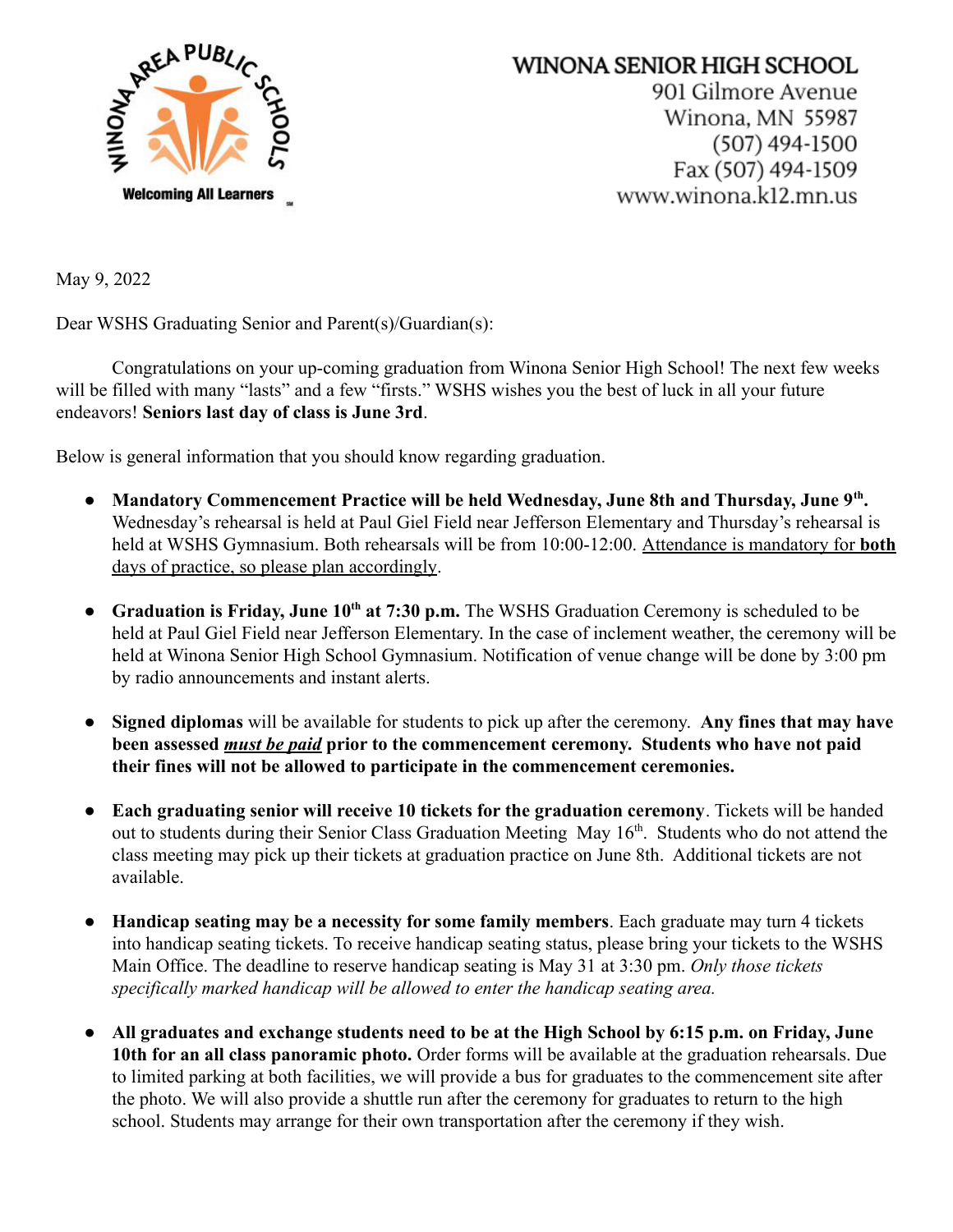**WINONA SENIOR HIGH SCHOOL**
901 Gilmore Avenue
Winona, MN 55987
(507) 494-1500
Fax (507) 494-1509
www.winona.k12.mn.us

May 9, 2022

Dear WSHS Graduating Senior and Parent(s)/Guardian(s):

Congratulations on your up-coming graduation from Winona Senior High School! The next few weeks will be filled with many "lasts" and a few "firsts." WSHS wishes you the best of luck in all your future endeavors! **Seniors last day of class is June 3rd**.

Below is general information that you should know regarding graduation.

- **Mandatory Commencement Practice will be held Wednesday, June 8th and Thursday, June 9th.** Wednesday's rehearsal is held at Paul Giel Field near Jefferson Elementary and Thursday's rehearsal is held at WSHS Gymnasium. Both rehearsals will be from 10:00-12:00. <u>Attendance is mandatory for **both** days of practice, so please plan accordingly</u>.

- **Graduation is Friday, June 10th at 7:30 p.m.** The WSHS Graduation Ceremony is scheduled to be held at Paul Giel Field near Jefferson Elementary. In the case of inclement weather, the ceremony will be held at Winona Senior High School Gymnasium. Notification of venue change will be done by 3:00 pm by radio announcements and instant alerts.

- **Signed diplomas** will be available for students to pick up after the ceremony. **Any fines that may have been assessed *<u>must be paid</u>* prior to the commencement ceremony. Students who have not paid their fines will not be allowed to participate in the commencement ceremonies.**

- **Each graduating senior will receive 10 tickets for the graduation ceremony**. Tickets will be handed out to students during their Senior Class Graduation Meeting May 16th. Students who do not attend the class meeting may pick up their tickets at graduation practice on June 8th. Additional tickets are not available.

- **Handicap seating may be a necessity for some family members**. Each graduate may turn 4 tickets into handicap seating tickets. To receive handicap seating status, please bring your tickets to the WSHS Main Office. The deadline to reserve handicap seating is May 31 at 3:30 pm. *Only those tickets specifically marked handicap will be allowed to enter the handicap seating area.*

- **All graduates and exchange students need to be at the High School by 6:15 p.m. on Friday, June 10th for an all class panoramic photo.** Order forms will be available at the graduation rehearsals. Due to limited parking at both facilities, we will provide a bus for graduates to the commencement site after the photo. We will also provide a shuttle run after the ceremony for graduates to return to the high school. Students may arrange for their own transportation after the ceremony if they wish.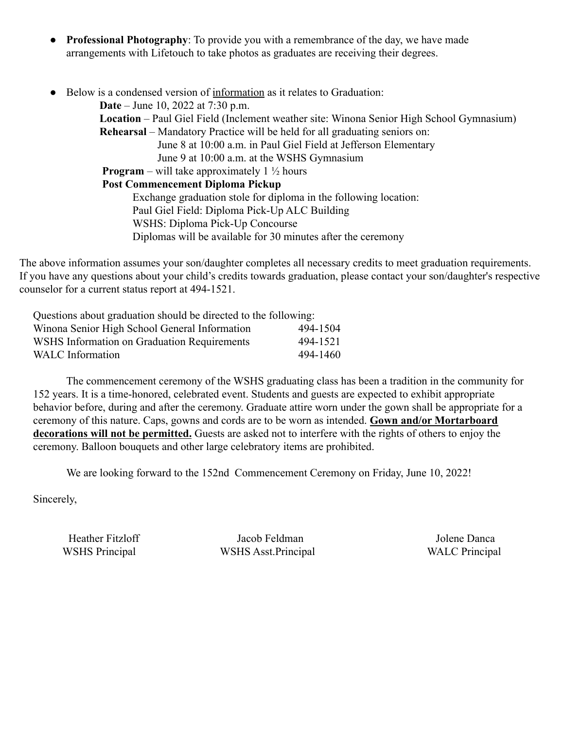- **Professional Photography**: To provide you with a remembrance of the day, we have made arrangements with Lifetouch to take photos as graduates are receiving their degrees.

- Below is a condensed version of information as it relates to Graduation:

  **Date** – June 10, 2022 at 7:30 p.m.

  **Location** – Paul Giel Field (Inclement weather site: Winona Senior High School Gymnasium)

  **Rehearsal** – Mandatory Practice will be held for all graduating seniors on:
  June 8 at 10:00 a.m. in Paul Giel Field at Jefferson Elementary
  June 9 at 10:00 a.m. at the WSHS Gymnasium

  **Program** – will take approximately 1 ½ hours

  **Post Commencement Diploma Pickup**
  Exchange graduation stole for diploma in the following location:
  Paul Giel Field: Diploma Pick-Up ALC Building
  WSHS: Diploma Pick-Up Concourse
  Diplomas will be available for 30 minutes after the ceremony

The above information assumes your son/daughter completes all necessary credits to meet graduation requirements. If you have any questions about your child's credits towards graduation, please contact your son/daughter's respective counselor for a current status report at 494-1521.

Questions about graduation should be directed to the following:

| | |
|---|---|
| Winona Senior High School General Information | 494-1504 |
| WSHS Information on Graduation Requirements | 494-1521 |
| WALC Information | 494-1460 |

The commencement ceremony of the WSHS graduating class has been a tradition in the community for 152 years. It is a time-honored, celebrated event. Students and guests are expected to exhibit appropriate behavior before, during and after the ceremony. Graduate attire worn under the gown shall be appropriate for a ceremony of this nature. Caps, gowns and cords are to be worn as intended. **Gown and/or Mortarboard decorations will not be permitted.** Guests are asked not to interfere with the rights of others to enjoy the ceremony. Balloon bouquets and other large celebratory items are prohibited.

We are looking forward to the 152nd Commencement Ceremony on Friday, June 10, 2022!

Sincerely,

| | | |
|---|---|---|
| Heather Fitzloff | Jacob Feldman | Jolene Danca |
| WSHS Principal | WSHS Asst.Principal | WALC Principal |